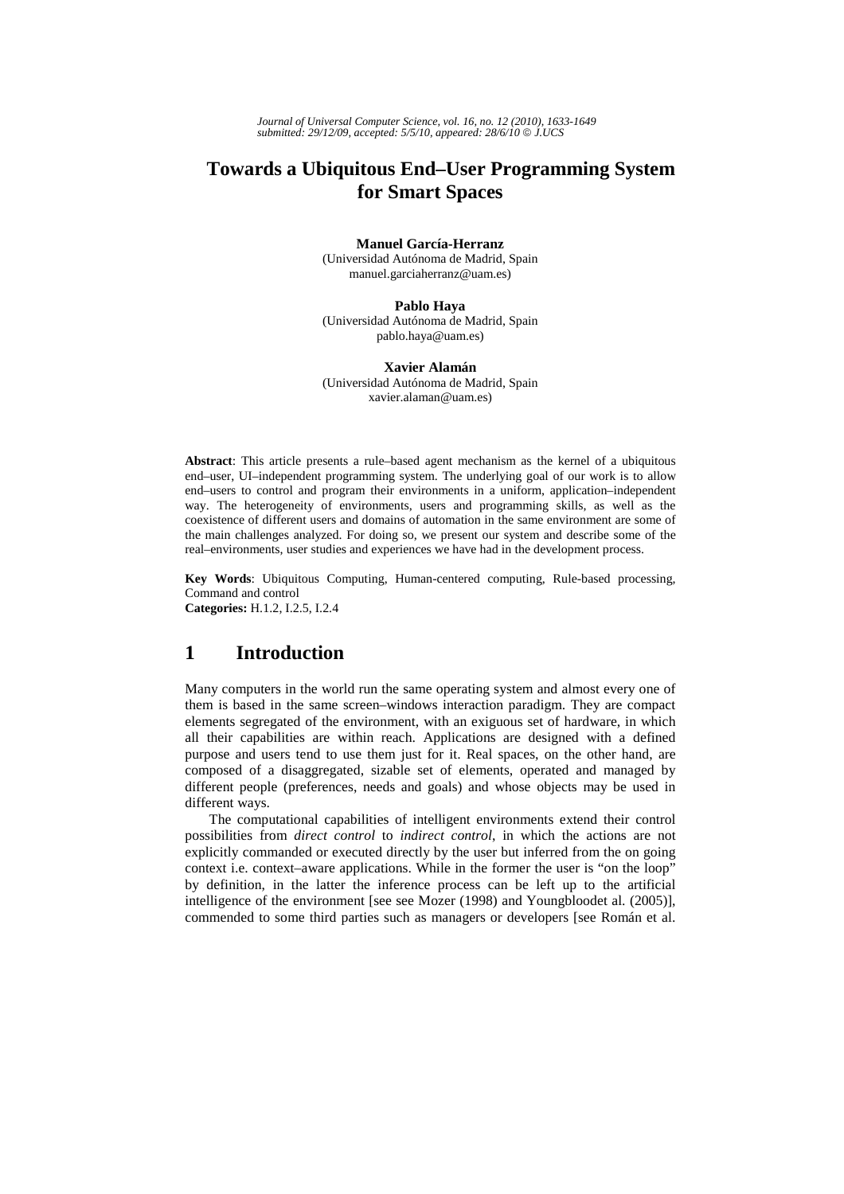# Towards a Ubiquitous End–User Programming System for Smart Spaces

**Manuel García-Herranz**
(Universidad Autónoma de Madrid, Spain
manuel.garciaherranz@uam.es)

**Pablo Haya**
(Universidad Autónoma de Madrid, Spain
pablo.haya@uam.es)

**Xavier Alamán**
(Universidad Autónoma de Madrid, Spain
xavier.alaman@uam.es)

**Abstract**: This article presents a rule–based agent mechanism as the kernel of a ubiquitous end–user, UI–independent programming system. The underlying goal of our work is to allow end–users to control and program their environments in a uniform, application–independent way. The heterogeneity of environments, users and programming skills, as well as the coexistence of different users and domains of automation in the same environment are some of the main challenges analyzed. For doing so, we present our system and describe some of the real–environments, user studies and experiences we have had in the development process.

**Key Words**: Ubiquitous Computing, Human-centered computing, Rule-based processing, Command and control
**Categories:** H.1.2, I.2.5, I.2.4

## 1 Introduction

Many computers in the world run the same operating system and almost every one of them is based in the same screen–windows interaction paradigm. They are compact elements segregated of the environment, with an exiguous set of hardware, in which all their capabilities are within reach. Applications are designed with a defined purpose and users tend to use them just for it. Real spaces, on the other hand, are composed of a disaggregated, sizable set of elements, operated and managed by different people (preferences, needs and goals) and whose objects may be used in different ways.

The computational capabilities of intelligent environments extend their control possibilities from *direct control* to *indirect control*, in which the actions are not explicitly commanded or executed directly by the user but inferred from the on going context i.e. context–aware applications. While in the former the user is "on the loop" by definition, in the latter the inference process can be left up to the artificial intelligence of the environment [see see Mozer (1998) and Youngbloodet al. (2005)], commended to some third parties such as managers or developers [see Román et al.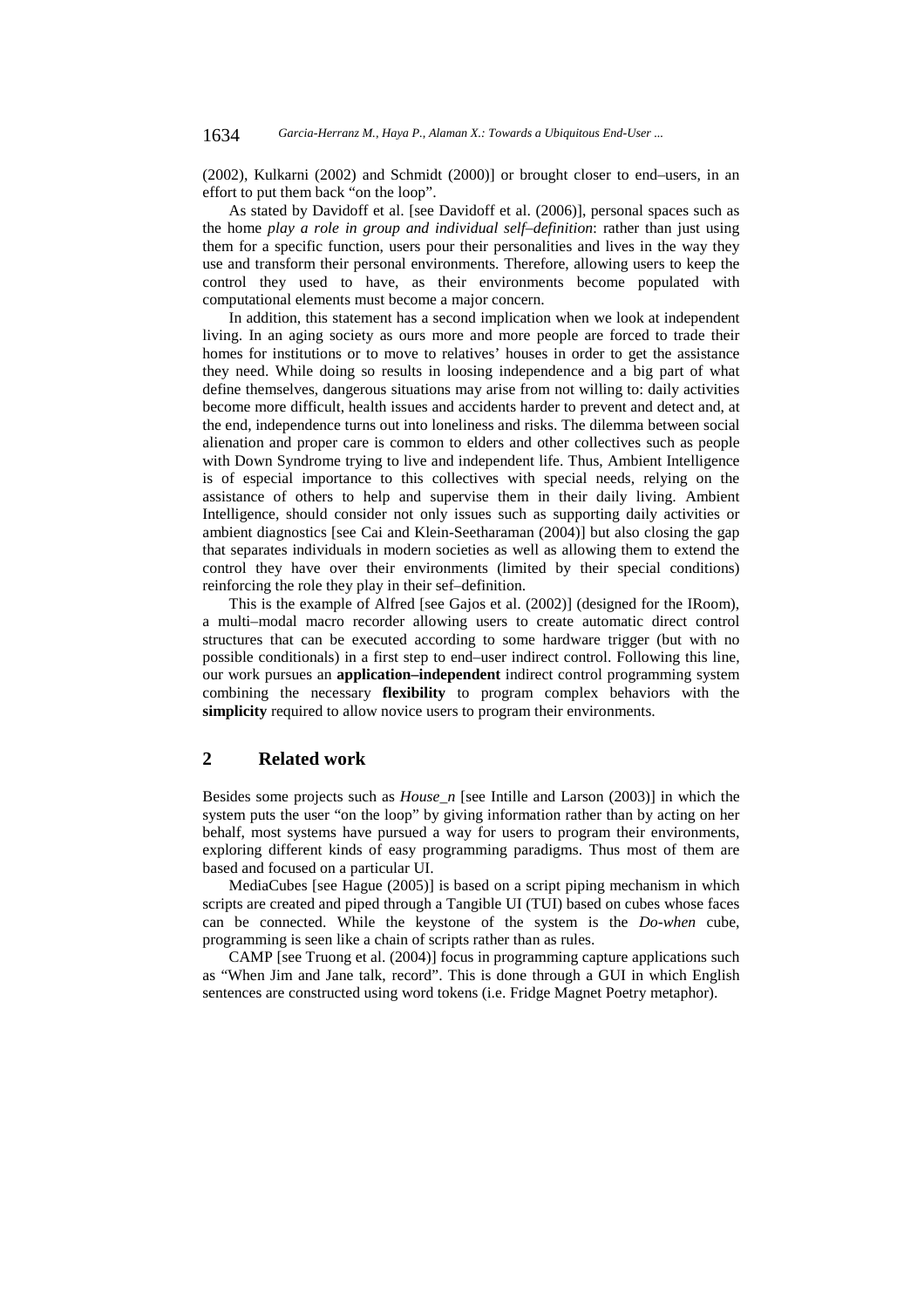(2002), Kulkarni (2002) and Schmidt (2000)] or brought closer to end–users, in an effort to put them back "on the loop".

As stated by Davidoff et al. [see Davidoff et al. (2006)], personal spaces such as the home *play a role in group and individual self–definition*: rather than just using them for a specific function, users pour their personalities and lives in the way they use and transform their personal environments. Therefore, allowing users to keep the control they used to have, as their environments become populated with computational elements must become a major concern.

In addition, this statement has a second implication when we look at independent living. In an aging society as ours more and more people are forced to trade their homes for institutions or to move to relatives' houses in order to get the assistance they need. While doing so results in loosing independence and a big part of what define themselves, dangerous situations may arise from not willing to: daily activities become more difficult, health issues and accidents harder to prevent and detect and, at the end, independence turns out into loneliness and risks. The dilemma between social alienation and proper care is common to elders and other collectives such as people with Down Syndrome trying to live and independent life. Thus, Ambient Intelligence is of especial importance to this collectives with special needs, relying on the assistance of others to help and supervise them in their daily living. Ambient Intelligence, should consider not only issues such as supporting daily activities or ambient diagnostics [see Cai and Klein-Seetharaman (2004)] but also closing the gap that separates individuals in modern societies as well as allowing them to extend the control they have over their environments (limited by their special conditions) reinforcing the role they play in their sef–definition.

This is the example of Alfred [see Gajos et al. (2002)] (designed for the IRoom), a multi–modal macro recorder allowing users to create automatic direct control structures that can be executed according to some hardware trigger (but with no possible conditionals) in a first step to end–user indirect control. Following this line, our work pursues an **application–independent** indirect control programming system combining the necessary **flexibility** to program complex behaviors with the **simplicity** required to allow novice users to program their environments.

## 2 Related work

Besides some projects such as *House_n* [see Intille and Larson (2003)] in which the system puts the user "on the loop" by giving information rather than by acting on her behalf, most systems have pursued a way for users to program their environments, exploring different kinds of easy programming paradigms. Thus most of them are based and focused on a particular UI.

MediaCubes [see Hague (2005)] is based on a script piping mechanism in which scripts are created and piped through a Tangible UI (TUI) based on cubes whose faces can be connected. While the keystone of the system is the *Do-when* cube, programming is seen like a chain of scripts rather than as rules.

CAMP [see Truong et al. (2004)] focus in programming capture applications such as "When Jim and Jane talk, record". This is done through a GUI in which English sentences are constructed using word tokens (i.e. Fridge Magnet Poetry metaphor).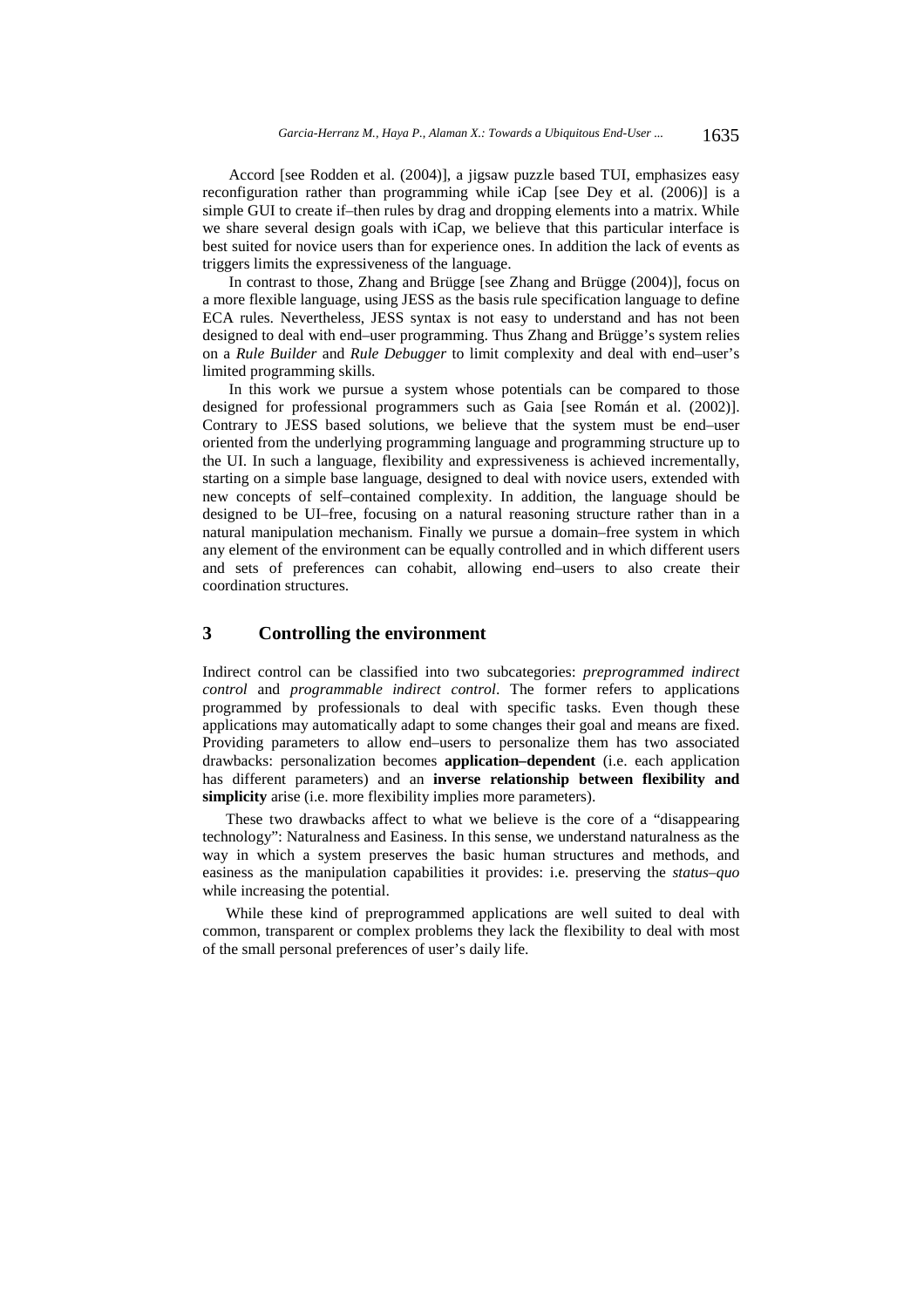Accord [see Rodden et al. (2004)], a jigsaw puzzle based TUI, emphasizes easy reconfiguration rather than programming while iCap [see Dey et al. (2006)] is a simple GUI to create if–then rules by drag and dropping elements into a matrix. While we share several design goals with iCap, we believe that this particular interface is best suited for novice users than for experience ones. In addition the lack of events as triggers limits the expressiveness of the language.

In contrast to those, Zhang and Brügge [see Zhang and Brügge (2004)], focus on a more flexible language, using JESS as the basis rule specification language to define ECA rules. Nevertheless, JESS syntax is not easy to understand and has not been designed to deal with end–user programming. Thus Zhang and Brügge's system relies on a *Rule Builder* and *Rule Debugger* to limit complexity and deal with end–user's limited programming skills.

In this work we pursue a system whose potentials can be compared to those designed for professional programmers such as Gaia [see Román et al. (2002)]. Contrary to JESS based solutions, we believe that the system must be end–user oriented from the underlying programming language and programming structure up to the UI. In such a language, flexibility and expressiveness is achieved incrementally, starting on a simple base language, designed to deal with novice users, extended with new concepts of self–contained complexity. In addition, the language should be designed to be UI–free, focusing on a natural reasoning structure rather than in a natural manipulation mechanism. Finally we pursue a domain–free system in which any element of the environment can be equally controlled and in which different users and sets of preferences can cohabit, allowing end–users to also create their coordination structures.

## 3 Controlling the environment

Indirect control can be classified into two subcategories: *preprogrammed indirect control* and *programmable indirect control*. The former refers to applications programmed by professionals to deal with specific tasks. Even though these applications may automatically adapt to some changes their goal and means are fixed. Providing parameters to allow end–users to personalize them has two associated drawbacks: personalization becomes **application–dependent** (i.e. each application has different parameters) and an **inverse relationship between flexibility and simplicity** arise (i.e. more flexibility implies more parameters).

These two drawbacks affect to what we believe is the core of a "disappearing technology": Naturalness and Easiness. In this sense, we understand naturalness as the way in which a system preserves the basic human structures and methods, and easiness as the manipulation capabilities it provides: i.e. preserving the *status–quo* while increasing the potential.

While these kind of preprogrammed applications are well suited to deal with common, transparent or complex problems they lack the flexibility to deal with most of the small personal preferences of user's daily life.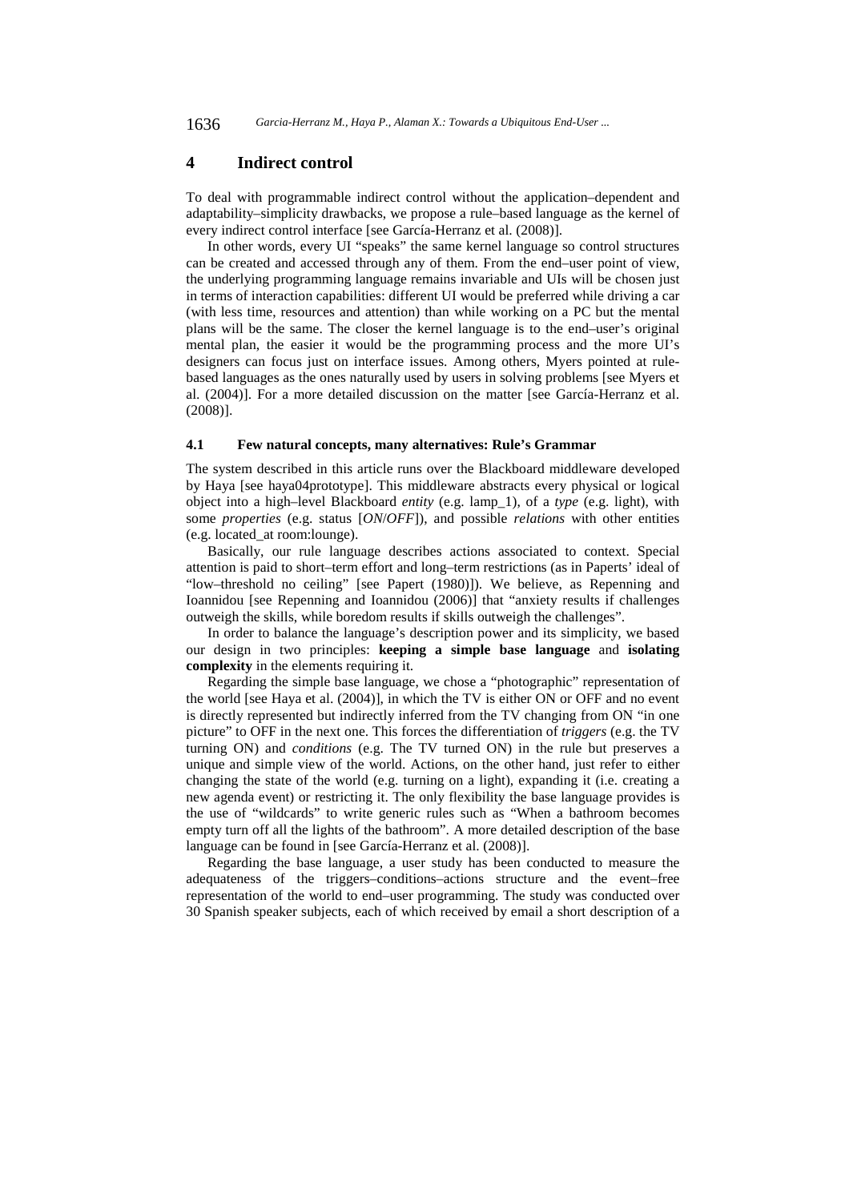## 4 Indirect control

To deal with programmable indirect control without the application–dependent and adaptability–simplicity drawbacks, we propose a rule–based language as the kernel of every indirect control interface [see García-Herranz et al. (2008)].

In other words, every UI "speaks" the same kernel language so control structures can be created and accessed through any of them. From the end–user point of view, the underlying programming language remains invariable and UIs will be chosen just in terms of interaction capabilities: different UI would be preferred while driving a car (with less time, resources and attention) than while working on a PC but the mental plans will be the same. The closer the kernel language is to the end–user's original mental plan, the easier it would be the programming process and the more UI's designers can focus just on interface issues. Among others, Myers pointed at rule-based languages as the ones naturally used by users in solving problems [see Myers et al. (2004)]. For a more detailed discussion on the matter [see García-Herranz et al. (2008)].

### 4.1 Few natural concepts, many alternatives: Rule's Grammar

The system described in this article runs over the Blackboard middleware developed by Haya [see haya04prototype]. This middleware abstracts every physical or logical object into a high–level Blackboard *entity* (e.g. lamp_1), of a *type* (e.g. light), with some *properties* (e.g. status [*ON*/*OFF*]), and possible *relations* with other entities (e.g. located_at room:lounge).

Basically, our rule language describes actions associated to context. Special attention is paid to short–term effort and long–term restrictions (as in Paperts' ideal of "low–threshold no ceiling" [see Papert (1980)]). We believe, as Repenning and Ioannidou [see Repenning and Ioannidou (2006)] that "anxiety results if challenges outweigh the skills, while boredom results if skills outweigh the challenges".

In order to balance the language's description power and its simplicity, we based our design in two principles: **keeping a simple base language** and **isolating complexity** in the elements requiring it.

Regarding the simple base language, we chose a "photographic" representation of the world [see Haya et al. (2004)], in which the TV is either ON or OFF and no event is directly represented but indirectly inferred from the TV changing from ON "in one picture" to OFF in the next one. This forces the differentiation of *triggers* (e.g. the TV turning ON) and *conditions* (e.g. The TV turned ON) in the rule but preserves a unique and simple view of the world. Actions, on the other hand, just refer to either changing the state of the world (e.g. turning on a light), expanding it (i.e. creating a new agenda event) or restricting it. The only flexibility the base language provides is the use of "wildcards" to write generic rules such as "When a bathroom becomes empty turn off all the lights of the bathroom". A more detailed description of the base language can be found in [see García-Herranz et al. (2008)].

Regarding the base language, a user study has been conducted to measure the adequateness of the triggers–conditions–actions structure and the event–free representation of the world to end–user programming. The study was conducted over 30 Spanish speaker subjects, each of which received by email a short description of a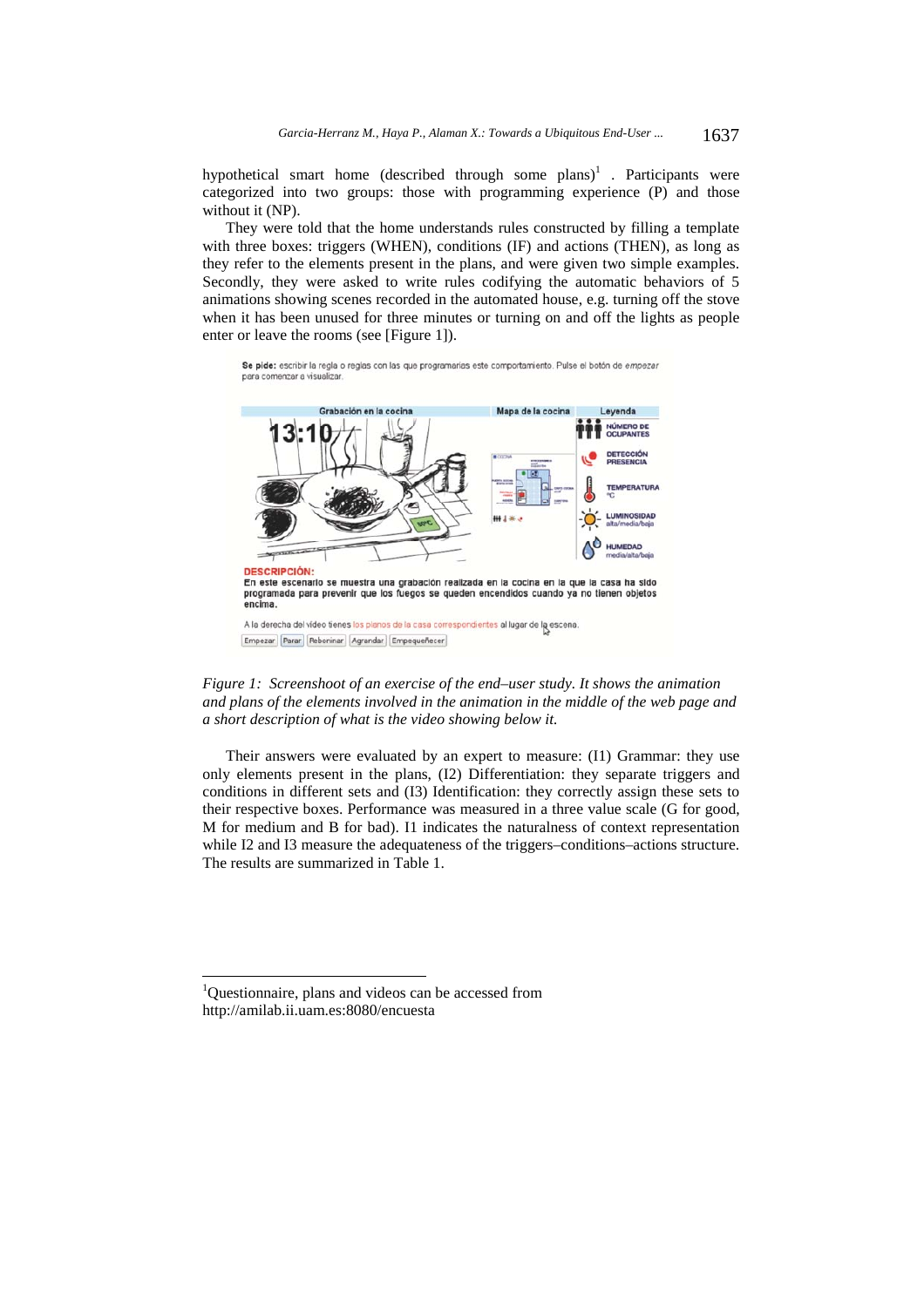hypothetical smart home (described through some plans)[1] . Participants were categorized into two groups: those with programming experience (P) and those without it (NP).

They were told that the home understands rules constructed by filling a template with three boxes: triggers (WHEN), conditions (IF) and actions (THEN), as long as they refer to the elements present in the plans, and were given two simple examples. Secondly, they were asked to write rules codifying the automatic behaviors of 5 animations showing scenes recorded in the automated house, e.g. turning off the stove when it has been unused for three minutes or turning on and off the lights as people enter or leave the rooms (see [Figure 1]).

*Figure 1: Screenshoot of an exercise of the end–user study. It shows the animation and plans of the elements involved in the animation in the middle of the web page and a short description of what is the video showing below it.*

Their answers were evaluated by an expert to measure: (I1) Grammar: they use only elements present in the plans, (I2) Differentiation: they separate triggers and conditions in different sets and (I3) Identification: they correctly assign these sets to their respective boxes. Performance was measured in a three value scale (G for good, M for medium and B for bad). I1 indicates the naturalness of context representation while I2 and I3 measure the adequateness of the triggers–conditions–actions structure. The results are summarized in Table 1.

[1] Questionnaire, plans and videos can be accessed from http://amilab.ii.uam.es:8080/encuesta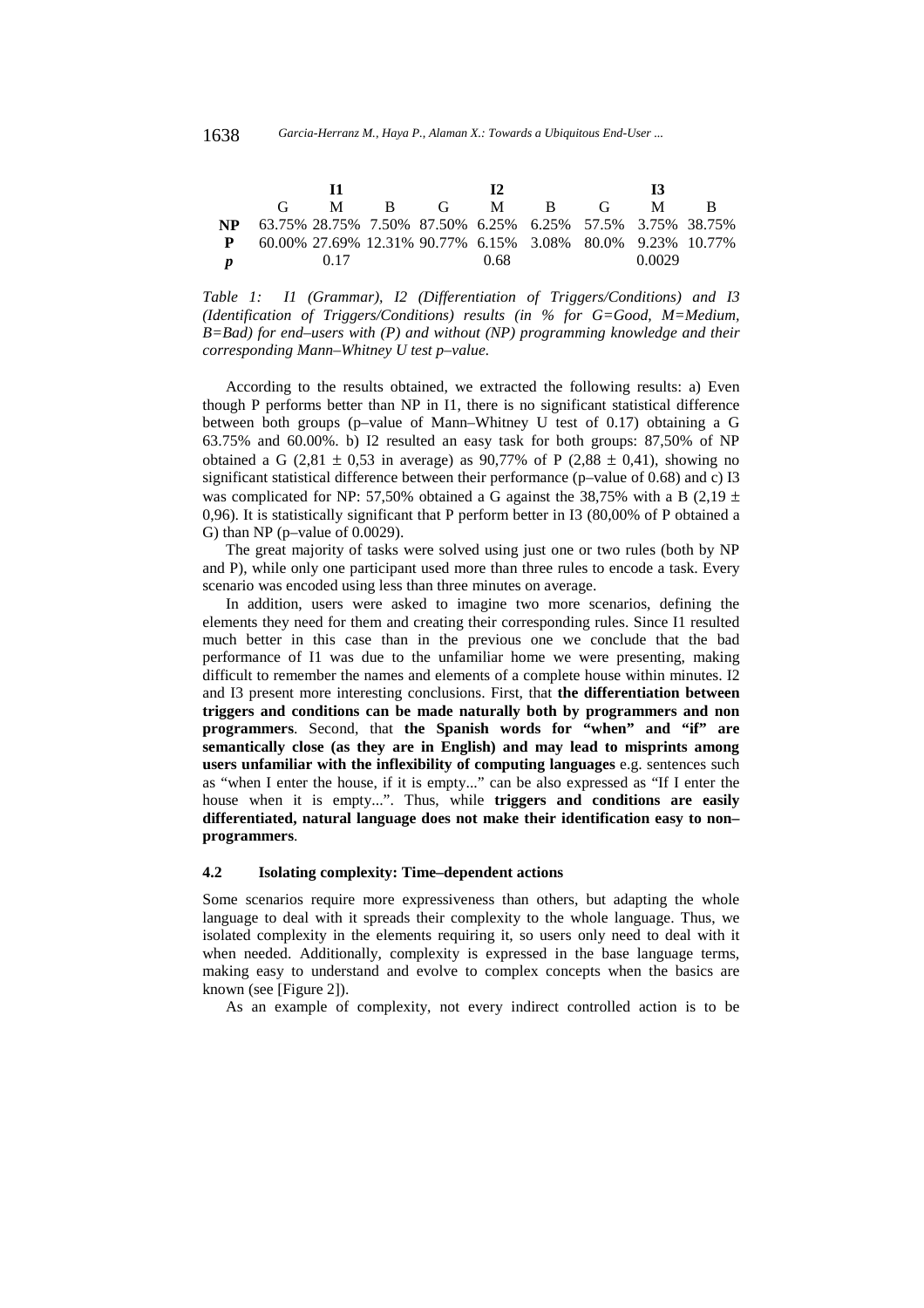| | I1 | | | I2 | | | I3 | | |
|---|---|---|---|---|---|---|---|---|---|
| | G | M | B | G | M | B | G | M | B |
| **NP** | 63.75% | 28.75% | 7.50% | 87.50% | 6.25% | 6.25% | 57.5% | 3.75% | 38.75% |
| **P** | 60.00% | 27.69% | 12.31% | 90.77% | 6.15% | 3.08% | 80.0% | 9.23% | 10.77% |
| ***p*** | | 0.17 | | | 0.68 | | | 0.0029 | |

*Table 1: I1 (Grammar), I2 (Differentiation of Triggers/Conditions) and I3 (Identification of Triggers/Conditions) results (in % for G=Good, M=Medium, B=Bad) for end–users with (P) and without (NP) programming knowledge and their corresponding Mann–Whitney U test p–value.*

According to the results obtained, we extracted the following results: a) Even though P performs better than NP in I1, there is no significant statistical difference between both groups (p–value of Mann–Whitney U test of 0.17) obtaining a G 63.75% and 60.00%. b) I2 resulted an easy task for both groups: 87,50% of NP obtained a G ($2{,}81 \pm 0{,}53$ in average) as 90,77% of P ($2{,}88 \pm 0{,}41$), showing no significant statistical difference between their performance (p–value of 0.68) and c) I3 was complicated for NP: 57,50% obtained a G against the 38,75% with a B ($2{,}19 \pm 0{,}96$). It is statistically significant that P perform better in I3 (80,00% of P obtained a G) than NP (p–value of 0.0029).

The great majority of tasks were solved using just one or two rules (both by NP and P), while only one participant used more than three rules to encode a task. Every scenario was encoded using less than three minutes on average.

In addition, users were asked to imagine two more scenarios, defining the elements they need for them and creating their corresponding rules. Since I1 resulted much better in this case than in the previous one we conclude that the bad performance of I1 was due to the unfamiliar home we were presenting, making difficult to remember the names and elements of a complete house within minutes. I2 and I3 present more interesting conclusions. First, that **the differentiation between triggers and conditions can be made naturally both by programmers and non programmers**. Second, that **the Spanish words for "when" and "if" are semantically close (as they are in English) and may lead to misprints among users unfamiliar with the inflexibility of computing languages** e.g. sentences such as "when I enter the house, if it is empty..." can be also expressed as "If I enter the house when it is empty...". Thus, while **triggers and conditions are easily differentiated, natural language does not make their identification easy to non–programmers**.

### 4.2 Isolating complexity: Time–dependent actions

Some scenarios require more expressiveness than others, but adapting the whole language to deal with it spreads their complexity to the whole language. Thus, we isolated complexity in the elements requiring it, so users only need to deal with it when needed. Additionally, complexity is expressed in the base language terms, making easy to understand and evolve to complex concepts when the basics are known (see [Figure 2]).

As an example of complexity, not every indirect controlled action is to be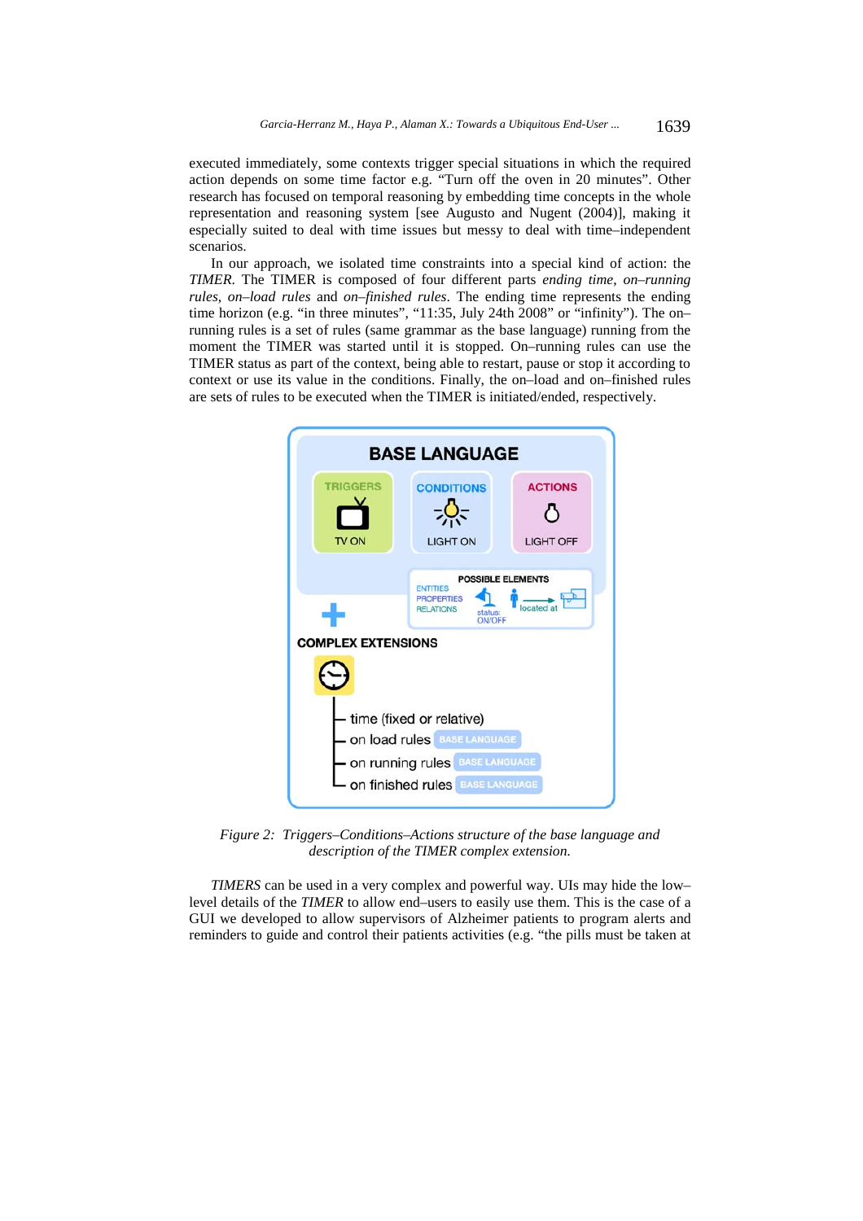executed immediately, some contexts trigger special situations in which the required action depends on some time factor e.g. "Turn off the oven in 20 minutes". Other research has focused on temporal reasoning by embedding time concepts in the whole representation and reasoning system [see Augusto and Nugent (2004)], making it especially suited to deal with time issues but messy to deal with time–independent scenarios.

In our approach, we isolated time constraints into a special kind of action: the *TIMER*. The TIMER is composed of four different parts *ending time*, *on–running rules*, *on–load rules* and *on–finished rules*. The ending time represents the ending time horizon (e.g. "in three minutes", "11:35, July 24th 2008" or "infinity"). The on–running rules is a set of rules (same grammar as the base language) running from the moment the TIMER was started until it is stopped. On–running rules can use the TIMER status as part of the context, being able to restart, pause or stop it according to context or use its value in the conditions. Finally, the on–load and on–finished rules are sets of rules to be executed when the TIMER is initiated/ended, respectively.

*Figure 2: Triggers–Conditions–Actions structure of the base language and description of the TIMER complex extension.*

*TIMERS* can be used in a very complex and powerful way. UIs may hide the low–level details of the *TIMER* to allow end–users to easily use them. This is the case of a GUI we developed to allow supervisors of Alzheimer patients to program alerts and reminders to guide and control their patients activities (e.g. "the pills must be taken at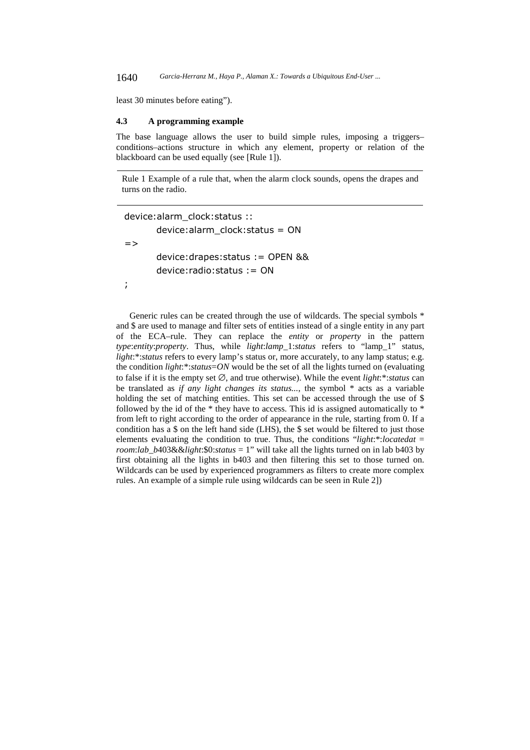least 30 minutes before eating").

### 4.3 A programming example

The base language allows the user to build simple rules, imposing a triggers–conditions–actions structure in which any element, property or relation of the blackboard can be used equally (see [Rule 1]).

Rule 1 Example of a rule that, when the alarm clock sounds, opens the drapes and turns on the radio.

```
device:alarm_clock:status ::
        device:alarm_clock:status = ON
=>
        device:drapes:status := OPEN &&
        device:radio:status := ON
;
```

Generic rules can be created through the use of wildcards. The special symbols * and $ are used to manage and filter sets of entities instead of a single entity in any part of the ECA–rule. They can replace the *entity* or *property* in the pattern *type*:*entity*:*property*. Thus, while *light*:*lamp*_1:*status* refers to "lamp_1" status, *light*:*:*status* refers to every lamp's status or, more accurately, to any lamp status; e.g. the condition *light*:*:*status*=*ON* would be the set of all the lights turned on (evaluating to false if it is the empty set ∅, and true otherwise). While the event *light*:*:*status* can be translated as *if any light changes its status...*, the symbol * acts as a variable holding the set of matching entities. This set can be accessed through the use of $ followed by the id of the * they have to access. This id is assigned automatically to * from left to right according to the order of appearance in the rule, starting from 0. If a condition has a $ on the left hand side (LHS), the $ set would be filtered to just those elements evaluating the condition to true. Thus, the conditions "*light*:*:*locatedat* = *room*:*lab_b*403&&*light*:$0:*status* = 1" will take all the lights turned on in lab b403 by first obtaining all the lights in b403 and then filtering this set to those turned on. Wildcards can be used by experienced programmers as filters to create more complex rules. An example of a simple rule using wildcards can be seen in Rule 2])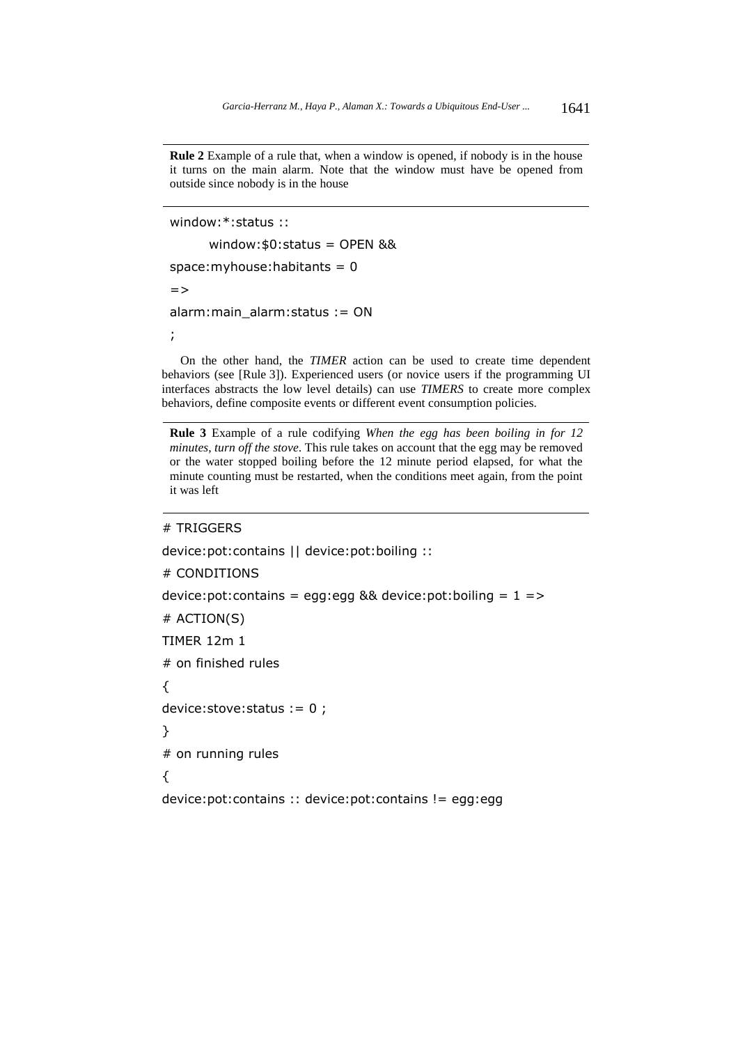**Rule 2** Example of a rule that, when a window is opened, if nobody is in the house it turns on the main alarm. Note that the window must have be opened from outside since nobody is in the house

```
window:*:status ::
      window:$0:status = OPEN &&
space:myhouse:habitants = 0
=>
alarm:main_alarm:status := ON
;
```

On the other hand, the *TIMER* action can be used to create time dependent behaviors (see [Rule 3]). Experienced users (or novice users if the programming UI interfaces abstracts the low level details) can use *TIMERS* to create more complex behaviors, define composite events or different event consumption policies.

**Rule 3** Example of a rule codifying *When the egg has been boiling in for 12 minutes, turn off the stove*. This rule takes on account that the egg may be removed or the water stopped boiling before the 12 minute period elapsed, for what the minute counting must be restarted, when the conditions meet again, from the point it was left

```
# TRIGGERS
device:pot:contains || device:pot:boiling ::
# CONDITIONS
device:pot:contains = egg:egg && device:pot:boiling = 1 =>
# ACTION(S)
TIMER 12m 1
# on finished rules
{
device:stove:status := 0 ;
}
# on running rules
{
device:pot:contains :: device:pot:contains != egg:egg
```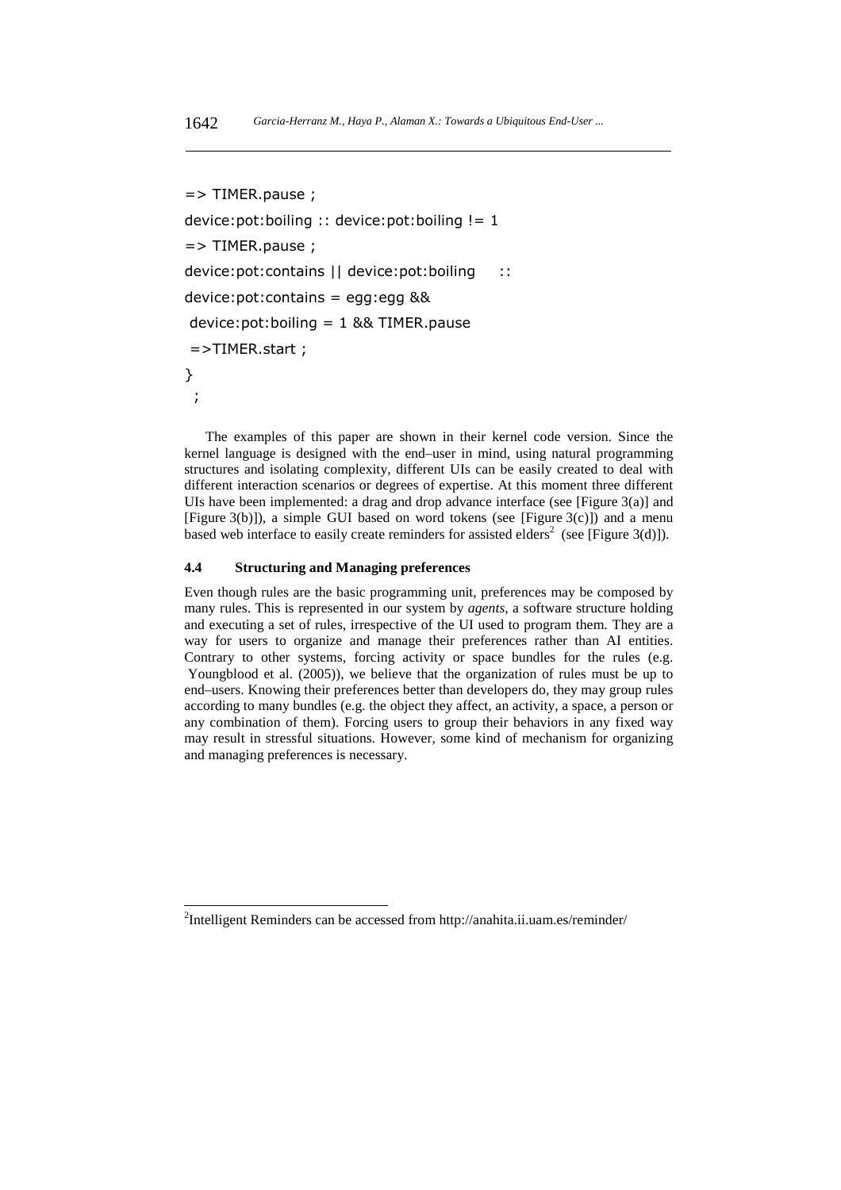```
=> TIMER.pause ;
device:pot:boiling :: device:pot:boiling != 1
=> TIMER.pause ;
device:pot:contains || device:pot:boiling    ::
device:pot:contains = egg:egg &&
 device:pot:boiling = 1 && TIMER.pause
 =>TIMER.start ;
}
 ;
```

The examples of this paper are shown in their kernel code version. Since the kernel language is designed with the end–user in mind, using natural programming structures and isolating complexity, different UIs can be easily created to deal with different interaction scenarios or degrees of expertise. At this moment three different UIs have been implemented: a drag and drop advance interface (see [Figure 3(a)] and [Figure 3(b)]), a simple GUI based on word tokens (see [Figure 3(c)]) and a menu based web interface to easily create reminders for assisted elders[2] (see [Figure 3(d)]).

### 4.4 Structuring and Managing preferences

Even though rules are the basic programming unit, preferences may be composed by many rules. This is represented in our system by *agents*, a software structure holding and executing a set of rules, irrespective of the UI used to program them. They are a way for users to organize and manage their preferences rather than AI entities. Contrary to other systems, forcing activity or space bundles for the rules (e.g. Youngblood et al. (2005)), we believe that the organization of rules must be up to end–users. Knowing their preferences better than developers do, they may group rules according to many bundles (e.g. the object they affect, an activity, a space, a person or any combination of them). Forcing users to group their behaviors in any fixed way may result in stressful situations. However, some kind of mechanism for organizing and managing preferences is necessary.

---

[2] Intelligent Reminders can be accessed from http://anahita.ii.uam.es/reminder/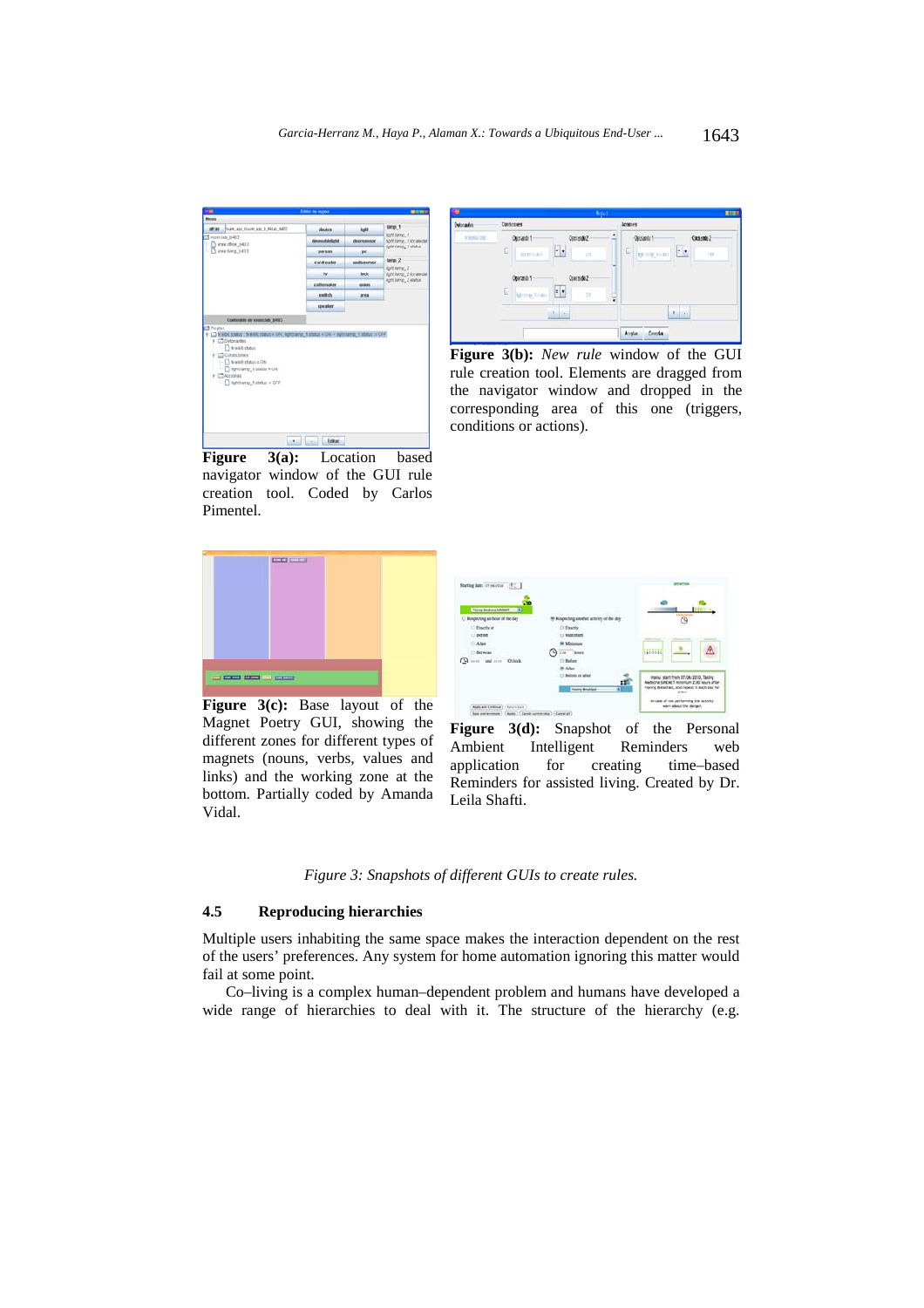**Figure 3(a):** Location based navigator window of the GUI rule creation tool. Coded by Carlos Pimentel.

**Figure 3(b):** *New rule* window of the GUI rule creation tool. Elements are dragged from the navigator window and dropped in the corresponding area of this one (triggers, conditions or actions).

**Figure 3(c):** Base layout of the Magnet Poetry GUI, showing the different zones for different types of magnets (nouns, verbs, values and links) and the working zone at the bottom. Partially coded by Amanda Vidal.

**Figure 3(d):** Snapshot of the Personal Ambient Intelligent Reminders web application for creating time–based Reminders for assisted living. Created by Dr. Leila Shafti.

*Figure 3: Snapshots of different GUIs to create rules.*

### 4.5 Reproducing hierarchies

Multiple users inhabiting the same space makes the interaction dependent on the rest of the users' preferences. Any system for home automation ignoring this matter would fail at some point.

Co–living is a complex human–dependent problem and humans have developed a wide range of hierarchies to deal with it. The structure of the hierarchy (e.g.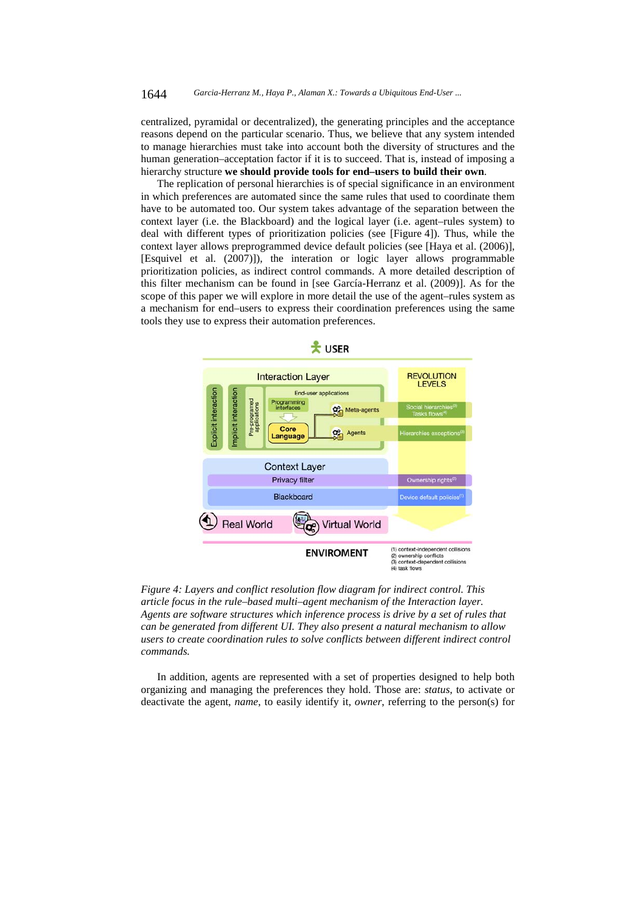centralized, pyramidal or decentralized), the generating principles and the acceptance reasons depend on the particular scenario. Thus, we believe that any system intended to manage hierarchies must take into account both the diversity of structures and the human generation–acceptation factor if it is to succeed. That is, instead of imposing a hierarchy structure **we should provide tools for end–users to build their own**.

The replication of personal hierarchies is of special significance in an environment in which preferences are automated since the same rules that used to coordinate them have to be automated too. Our system takes advantage of the separation between the context layer (i.e. the Blackboard) and the logical layer (i.e. agent–rules system) to deal with different types of prioritization policies (see [Figure 4]). Thus, while the context layer allows preprogrammed device default policies (see [Haya et al. (2006)], [Esquivel et al. (2007)]), the interation or logic layer allows programmable prioritization policies, as indirect control commands. A more detailed description of this filter mechanism can be found in [see García-Herranz et al. (2009)]. As for the scope of this paper we will explore in more detail the use of the agent–rules system as a mechanism for end–users to express their coordination preferences using the same tools they use to express their automation preferences.

*Figure 4: Layers and conflict resolution flow diagram for indirect control. This article focus in the rule–based multi–agent mechanism of the Interaction layer. Agents are software structures which inference process is drive by a set of rules that can be generated from different UI. They also present a natural mechanism to allow users to create coordination rules to solve conflicts between different indirect control commands.*

In addition, agents are represented with a set of properties designed to help both organizing and managing the preferences they hold. Those are: *status*, to activate or deactivate the agent, *name*, to easily identify it, *owner*, referring to the person(s) for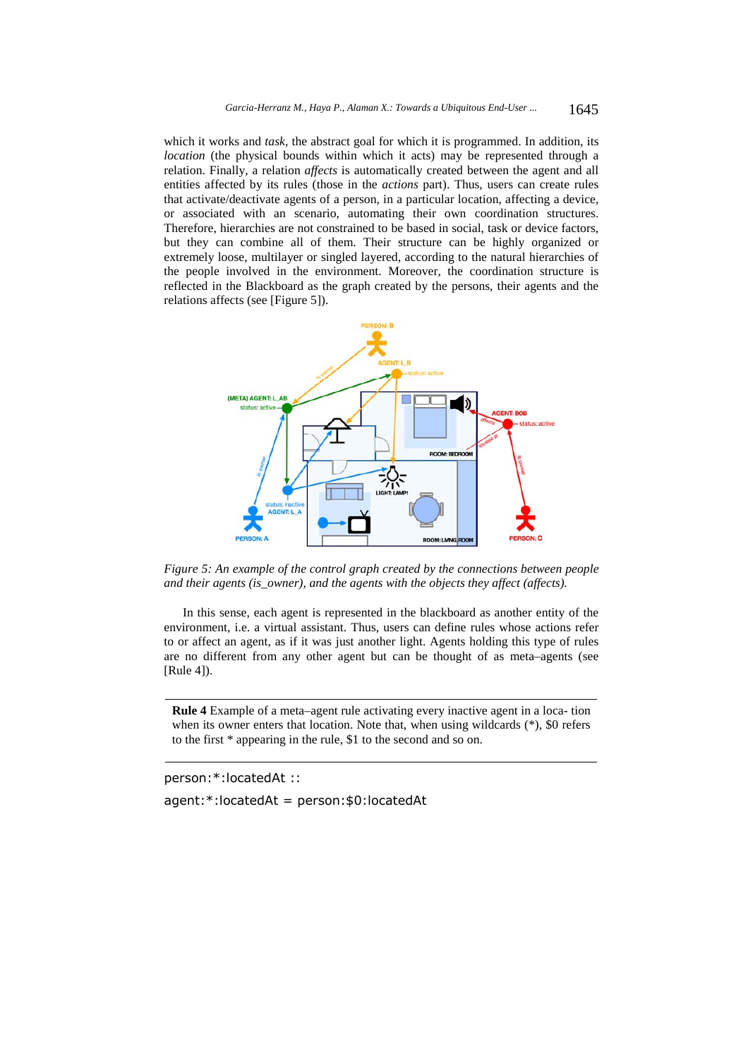which it works and *task*, the abstract goal for which it is programmed. In addition, its *location* (the physical bounds within which it acts) may be represented through a relation. Finally, a relation *affects* is automatically created between the agent and all entities affected by its rules (those in the *actions* part). Thus, users can create rules that activate/deactivate agents of a person, in a particular location, affecting a device, or associated with an scenario, automating their own coordination structures. Therefore, hierarchies are not constrained to be based in social, task or device factors, but they can combine all of them. Their structure can be highly organized or extremely loose, multilayer or singled layered, according to the natural hierarchies of the people involved in the environment. Moreover, the coordination structure is reflected in the Blackboard as the graph created by the persons, their agents and the relations affects (see [Figure 5]).

*Figure 5: An example of the control graph created by the connections between people and their agents (is_owner), and the agents with the objects they affect (affects).*

In this sense, each agent is represented in the blackboard as another entity of the environment, i.e. a virtual assistant. Thus, users can define rules whose actions refer to or affect an agent, as if it was just another light. Agents holding this type of rules are no different from any other agent but can be thought of as meta–agents (see [Rule 4]).

**Rule 4** Example of a meta–agent rule activating every inactive agent in a loca- tion when its owner enters that location. Note that, when using wildcards (*), $0 refers to the first * appearing in the rule, $1 to the second and so on.

```
person:*:locatedAt ::
agent:*:locatedAt = person:$0:locatedAt
```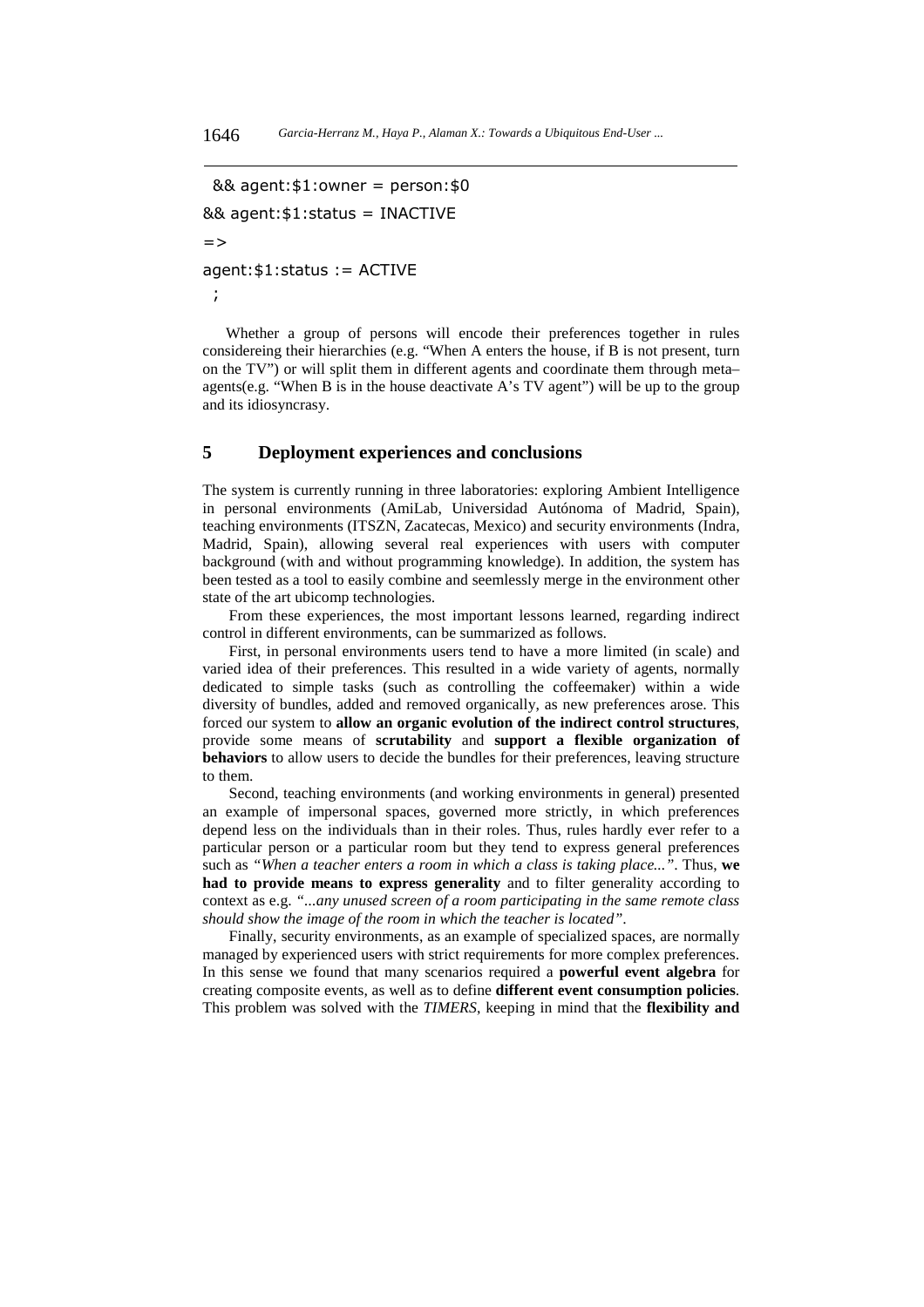```
 && agent:$1:owner = person:$0
&& agent:$1:status = INACTIVE
=>
agent:$1:status := ACTIVE
 ;
```

Whether a group of persons will encode their preferences together in rules considereing their hierarchies (e.g. "When A enters the house, if B is not present, turn on the TV") or will split them in different agents and coordinate them through meta–agents(e.g. "When B is in the house deactivate A's TV agent") will be up to the group and its idiosyncrasy.

## 5 Deployment experiences and conclusions

The system is currently running in three laboratories: exploring Ambient Intelligence in personal environments (AmiLab, Universidad Autónoma of Madrid, Spain), teaching environments (ITSZN, Zacatecas, Mexico) and security environments (Indra, Madrid, Spain), allowing several real experiences with users with computer background (with and without programming knowledge). In addition, the system has been tested as a tool to easily combine and seemlessly merge in the environment other state of the art ubicomp technologies.

From these experiences, the most important lessons learned, regarding indirect control in different environments, can be summarized as follows.

First, in personal environments users tend to have a more limited (in scale) and varied idea of their preferences. This resulted in a wide variety of agents, normally dedicated to simple tasks (such as controlling the coffeemaker) within a wide diversity of bundles, added and removed organically, as new preferences arose. This forced our system to **allow an organic evolution of the indirect control structures**, provide some means of **scrutability** and **support a flexible organization of behaviors** to allow users to decide the bundles for their preferences, leaving structure to them.

Second, teaching environments (and working environments in general) presented an example of impersonal spaces, governed more strictly, in which preferences depend less on the individuals than in their roles. Thus, rules hardly ever refer to a particular person or a particular room but they tend to express general preferences such as *"When a teacher enters a room in which a class is taking place..."*. Thus, **we had to provide means to express generality** and to filter generality according to context as e.g. *"...any unused screen of a room participating in the same remote class should show the image of the room in which the teacher is located"*.

Finally, security environments, as an example of specialized spaces, are normally managed by experienced users with strict requirements for more complex preferences. In this sense we found that many scenarios required a **powerful event algebra** for creating composite events, as well as to define **different event consumption policies**. This problem was solved with the *TIMERS*, keeping in mind that the **flexibility and**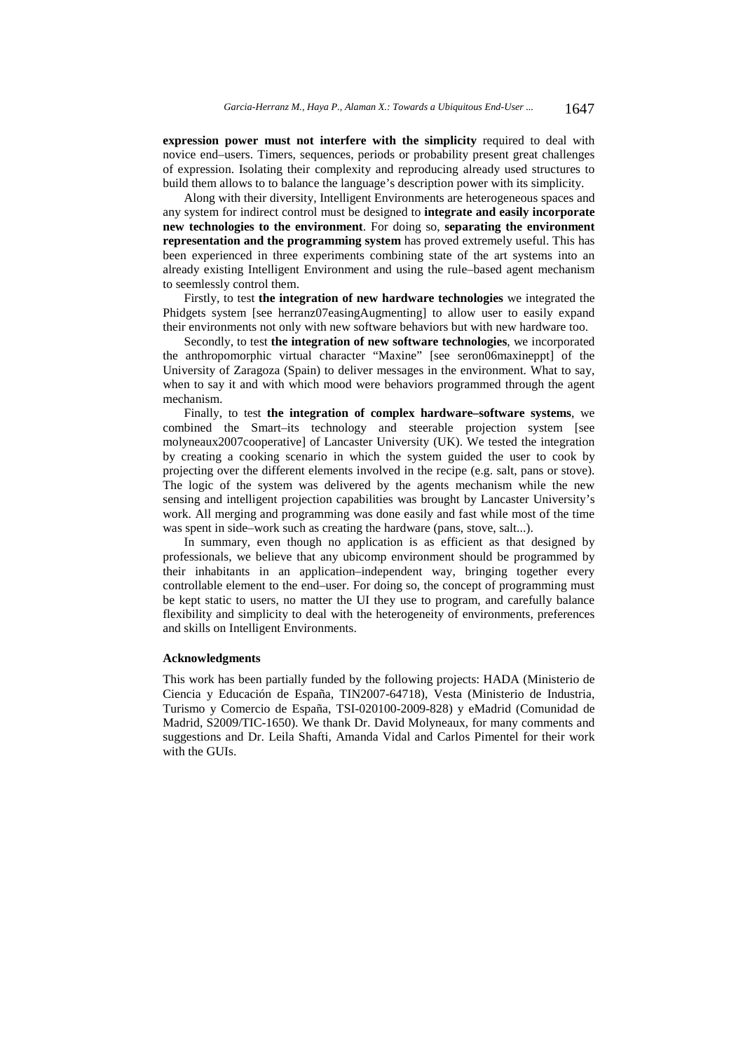**expression power must not interfere with the simplicity** required to deal with novice end–users. Timers, sequences, periods or probability present great challenges of expression. Isolating their complexity and reproducing already used structures to build them allows to to balance the language's description power with its simplicity.

Along with their diversity, Intelligent Environments are heterogeneous spaces and any system for indirect control must be designed to **integrate and easily incorporate new technologies to the environment**. For doing so, **separating the environment representation and the programming system** has proved extremely useful. This has been experienced in three experiments combining state of the art systems into an already existing Intelligent Environment and using the rule–based agent mechanism to seemlessly control them.

Firstly, to test **the integration of new hardware technologies** we integrated the Phidgets system [see herranz07easingAugmenting] to allow user to easily expand their environments not only with new software behaviors but with new hardware too.

Secondly, to test **the integration of new software technologies**, we incorporated the anthropomorphic virtual character "Maxine" [see seron06maxineppt] of the University of Zaragoza (Spain) to deliver messages in the environment. What to say, when to say it and with which mood were behaviors programmed through the agent mechanism.

Finally, to test **the integration of complex hardware–software systems**, we combined the Smart–its technology and steerable projection system [see molyneaux2007cooperative] of Lancaster University (UK). We tested the integration by creating a cooking scenario in which the system guided the user to cook by projecting over the different elements involved in the recipe (e.g. salt, pans or stove). The logic of the system was delivered by the agents mechanism while the new sensing and intelligent projection capabilities was brought by Lancaster University's work. All merging and programming was done easily and fast while most of the time was spent in side–work such as creating the hardware (pans, stove, salt...).

In summary, even though no application is as efficient as that designed by professionals, we believe that any ubicomp environment should be programmed by their inhabitants in an application–independent way, bringing together every controllable element to the end–user. For doing so, the concept of programming must be kept static to users, no matter the UI they use to program, and carefully balance flexibility and simplicity to deal with the heterogeneity of environments, preferences and skills on Intelligent Environments.

#### Acknowledgments

This work has been partially funded by the following projects: HADA (Ministerio de Ciencia y Educación de España, TIN2007-64718), Vesta (Ministerio de Industria, Turismo y Comercio de España, TSI-020100-2009-828) y eMadrid (Comunidad de Madrid, S2009/TIC-1650). We thank Dr. David Molyneaux, for many comments and suggestions and Dr. Leila Shafti, Amanda Vidal and Carlos Pimentel for their work with the GUIs.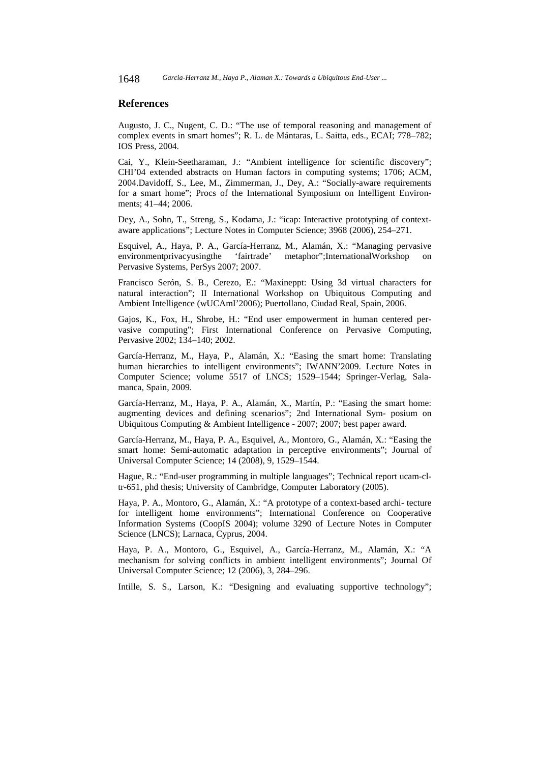## References

Augusto, J. C., Nugent, C. D.: “The use of temporal reasoning and management of complex events in smart homes”; R. L. de Mántaras, L. Saitta, eds., ECAI; 778–782; IOS Press, 2004.

Cai, Y., Klein-Seetharaman, J.: “Ambient intelligence for scientific discovery”; CHI’04 extended abstracts on Human factors in computing systems; 1706; ACM, 2004.Davidoff, S., Lee, M., Zimmerman, J., Dey, A.: “Socially-aware requirements for a smart home”; Procs of the International Symposium on Intelligent Environments; 41–44; 2006.

Dey, A., Sohn, T., Streng, S., Kodama, J.: “icap: Interactive prototyping of context-aware applications”; Lecture Notes in Computer Science; 3968 (2006), 254–271.

Esquivel, A., Haya, P. A., García-Herranz, M., Alamán, X.: “Managing pervasive environmentprivacyusingthe ‘fairtrade’ metaphor”;InternationalWorkshop on Pervasive Systems, PerSys 2007; 2007.

Francisco Serón, S. B., Cerezo, E.: “Maxineppt: Using 3d virtual characters for natural interaction”; II International Workshop on Ubiquitous Computing and Ambient Intelligence (wUCAmI’2006); Puertollano, Ciudad Real, Spain, 2006.

Gajos, K., Fox, H., Shrobe, H.: “End user empowerment in human centered pervasive computing”; First International Conference on Pervasive Computing, Pervasive 2002; 134–140; 2002.

García-Herranz, M., Haya, P., Alamán, X.: “Easing the smart home: Translating human hierarchies to intelligent environments”; IWANN’2009. Lecture Notes in Computer Science; volume 5517 of LNCS; 1529–1544; Springer-Verlag, Salamanca, Spain, 2009.

García-Herranz, M., Haya, P. A., Alamán, X., Martín, P.: “Easing the smart home: augmenting devices and defining scenarios”; 2nd International Sym- posium on Ubiquitous Computing & Ambient Intelligence - 2007; 2007; best paper award.

García-Herranz, M., Haya, P. A., Esquivel, A., Montoro, G., Alamán, X.: “Easing the smart home: Semi-automatic adaptation in perceptive environments”; Journal of Universal Computer Science; 14 (2008), 9, 1529–1544.

Hague, R.: “End-user programming in multiple languages”; Technical report ucam-cl-tr-651, phd thesis; University of Cambridge, Computer Laboratory (2005).

Haya, P. A., Montoro, G., Alamán, X.: “A prototype of a context-based archi- tecture for intelligent home environments”; International Conference on Cooperative Information Systems (CoopIS 2004); volume 3290 of Lecture Notes in Computer Science (LNCS); Larnaca, Cyprus, 2004.

Haya, P. A., Montoro, G., Esquivel, A., García-Herranz, M., Alamán, X.: “A mechanism for solving conflicts in ambient intelligent environments”; Journal Of Universal Computer Science; 12 (2006), 3, 284–296.

Intille, S. S., Larson, K.: “Designing and evaluating supportive technology”;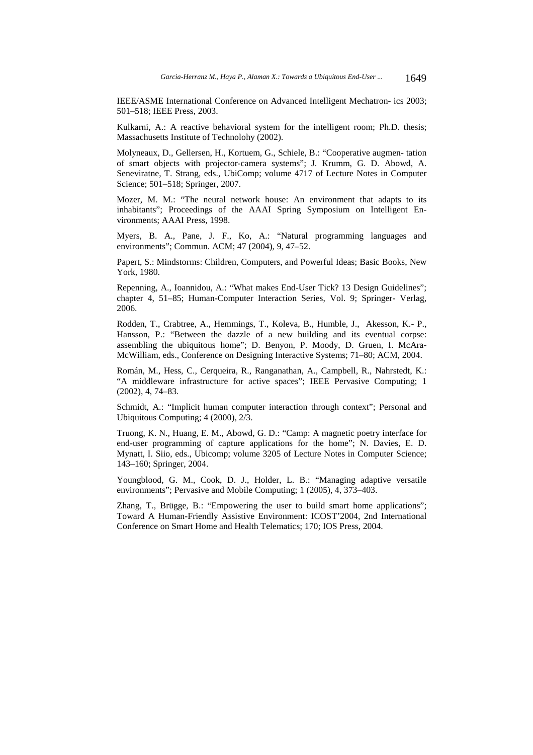IEEE/ASME International Conference on Advanced Intelligent Mechatron- ics 2003; 501–518; IEEE Press, 2003.

Kulkarni, A.: A reactive behavioral system for the intelligent room; Ph.D. thesis; Massachusetts Institute of Technolohy (2002).

Molyneaux, D., Gellersen, H., Kortuem, G., Schiele, B.: "Cooperative augmen- tation of smart objects with projector-camera systems"; J. Krumm, G. D. Abowd, A. Seneviratne, T. Strang, eds., UbiComp; volume 4717 of Lecture Notes in Computer Science; 501–518; Springer, 2007.

Mozer, M. M.: "The neural network house: An environment that adapts to its inhabitants"; Proceedings of the AAAI Spring Symposium on Intelligent Environments; AAAI Press, 1998.

Myers, B. A., Pane, J. F., Ko, A.: "Natural programming languages and environments"; Commun. ACM; 47 (2004), 9, 47–52.

Papert, S.: Mindstorms: Children, Computers, and Powerful Ideas; Basic Books, New York, 1980.

Repenning, A., Ioannidou, A.: "What makes End-User Tick? 13 Design Guidelines"; chapter 4, 51–85; Human-Computer Interaction Series, Vol. 9; Springer- Verlag, 2006.

Rodden, T., Crabtree, A., Hemmings, T., Koleva, B., Humble, J., Akesson, K.- P., Hansson, P.: "Between the dazzle of a new building and its eventual corpse: assembling the ubiquitous home"; D. Benyon, P. Moody, D. Gruen, I. McAra-McWilliam, eds., Conference on Designing Interactive Systems; 71–80; ACM, 2004.

Román, M., Hess, C., Cerqueira, R., Ranganathan, A., Campbell, R., Nahrstedt, K.: "A middleware infrastructure for active spaces"; IEEE Pervasive Computing; 1 (2002), 4, 74–83.

Schmidt, A.: "Implicit human computer interaction through context"; Personal and Ubiquitous Computing; 4 (2000), 2/3.

Truong, K. N., Huang, E. M., Abowd, G. D.: "Camp: A magnetic poetry interface for end-user programming of capture applications for the home"; N. Davies, E. D. Mynatt, I. Siio, eds., Ubicomp; volume 3205 of Lecture Notes in Computer Science; 143–160; Springer, 2004.

Youngblood, G. M., Cook, D. J., Holder, L. B.: "Managing adaptive versatile environments"; Pervasive and Mobile Computing; 1 (2005), 4, 373–403.

Zhang, T., Brügge, B.: "Empowering the user to build smart home applications"; Toward A Human-Friendly Assistive Environment: ICOST'2004, 2nd International Conference on Smart Home and Health Telematics; 170; IOS Press, 2004.